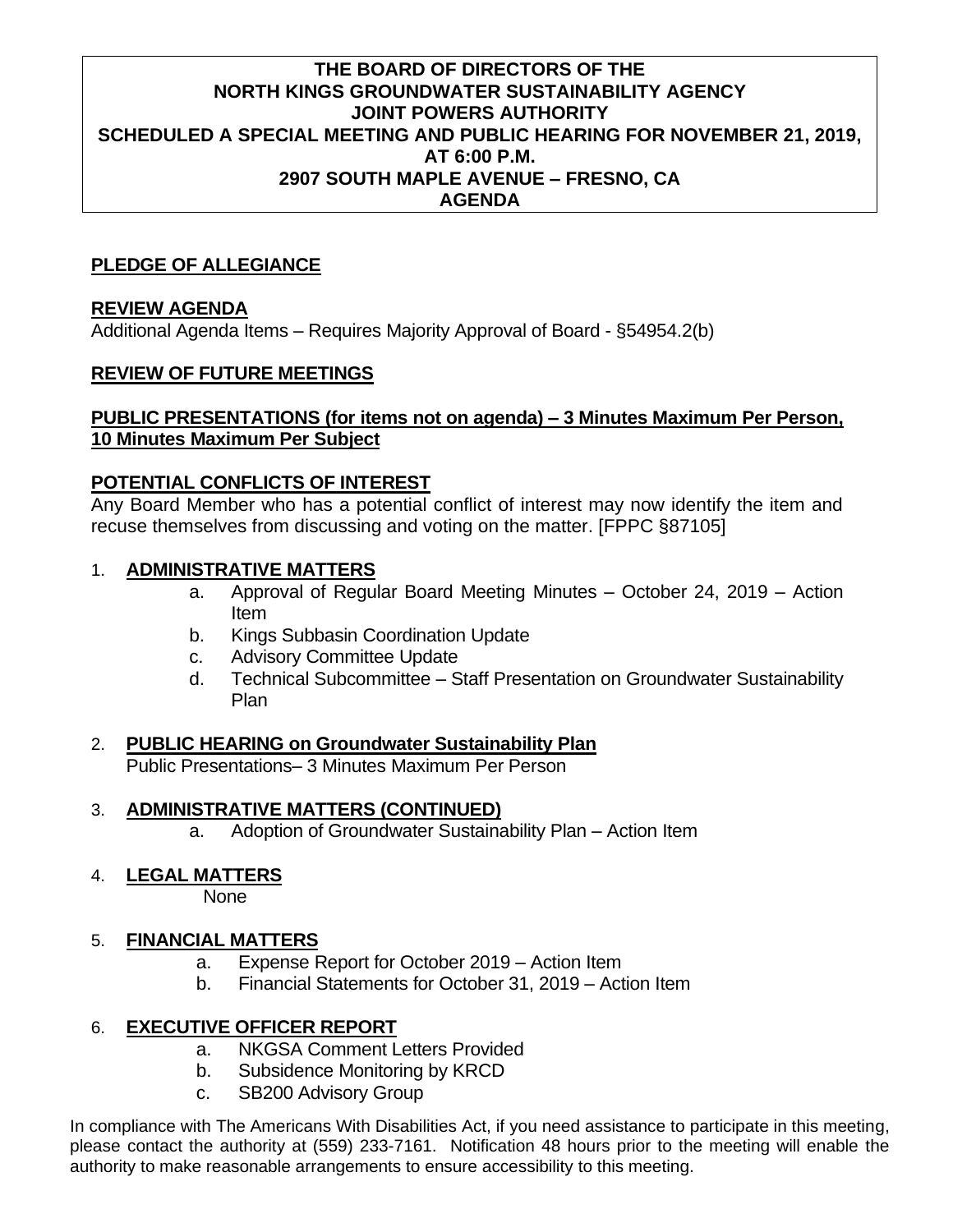# THE BOARD OF DIRECTORS OF THE NORTH KINGS GROUNDWATER SUSTAINABILITY AGENCY JOINT POWERS AUTHORITY SCHEDULED A SPECIAL MEETING AND PUBLIC HEARING FOR NOVEMBER 21, 2019, AT 6:00 P.M.

## 2907 SOUTH MAPLE AVENUE – FRESNO, CA

## AGENDA

**PLEDGE OF ALLEGIANCE**

**REVIEW AGENDA**

Additional Agenda Items – Requires Majority Approval of Board - §54954.2(b)

**REVIEW OF FUTURE MEETINGS**

**PUBLIC PRESENTATIONS (for items not on agenda) – 3 Minutes Maximum Per Person, 10 Minutes Maximum Per Subject**

**POTENTIAL CONFLICTS OF INTEREST**

Any Board Member who has a potential conflict of interest may now identify the item and recuse themselves from discussing and voting on the matter. [FPPC §87105]

1. **ADMINISTRATIVE MATTERS**
   - a. Approval of Regular Board Meeting Minutes – October 24, 2019 – Action Item
   - b. Kings Subbasin Coordination Update
   - c. Advisory Committee Update
   - d. Technical Subcommittee – Staff Presentation on Groundwater Sustainability Plan

2. **PUBLIC HEARING on Groundwater Sustainability Plan**

   Public Presentations– 3 Minutes Maximum Per Person

3. **ADMINISTRATIVE MATTERS (CONTINUED)**
   - a. Adoption of Groundwater Sustainability Plan – Action Item

4. **LEGAL MATTERS**

   None

5. **FINANCIAL MATTERS**
   - a. Expense Report for October 2019 – Action Item
   - b. Financial Statements for October 31, 2019 – Action Item

6. **EXECUTIVE OFFICER REPORT**
   - a. NKGSA Comment Letters Provided
   - b. Subsidence Monitoring by KRCD
   - c. SB200 Advisory Group

In compliance with The Americans With Disabilities Act, if you need assistance to participate in this meeting, please contact the authority at (559) 233-7161. Notification 48 hours prior to the meeting will enable the authority to make reasonable arrangements to ensure accessibility to this meeting.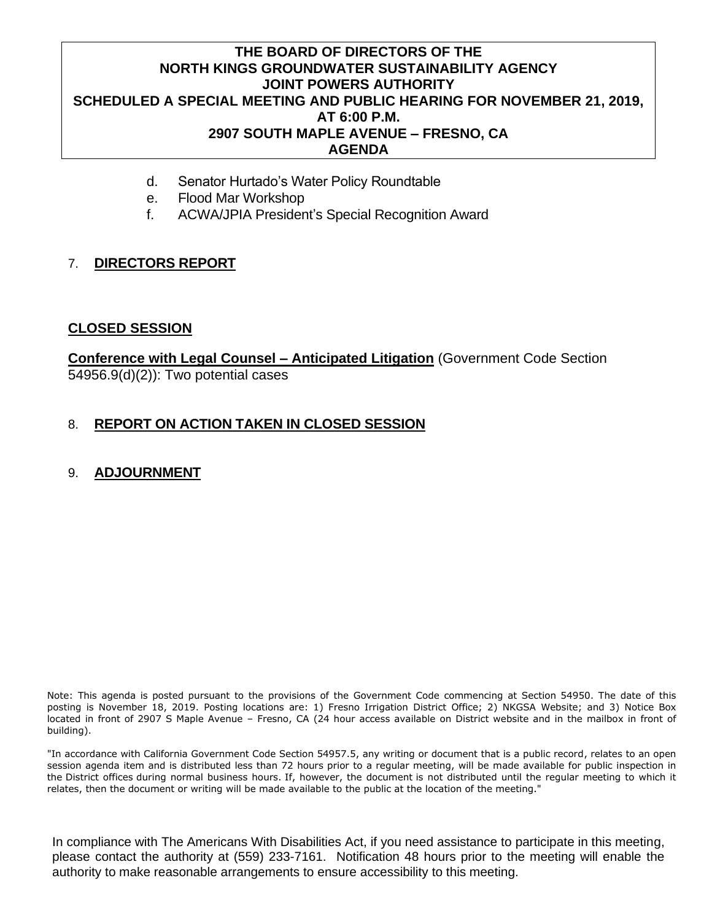**THE BOARD OF DIRECTORS OF THE NORTH KINGS GROUNDWATER SUSTAINABILITY AGENCY JOINT POWERS AUTHORITY SCHEDULED A SPECIAL MEETING AND PUBLIC HEARING FOR NOVEMBER 21, 2019, AT 6:00 P.M. 2907 SOUTH MAPLE AVENUE – FRESNO, CA AGENDA**

d. Senator Hurtado's Water Policy Roundtable
e. Flood Mar Workshop
f. ACWA/JPIA President's Special Recognition Award

7. **DIRECTORS REPORT**

**CLOSED SESSION**

**Conference with Legal Counsel – Anticipated Litigation** (Government Code Section 54956.9(d)(2)): Two potential cases

8. **REPORT ON ACTION TAKEN IN CLOSED SESSION**

9. **ADJOURNMENT**

Note: This agenda is posted pursuant to the provisions of the Government Code commencing at Section 54950. The date of this posting is November 18, 2019. Posting locations are: 1) Fresno Irrigation District Office; 2) NKGSA Website; and 3) Notice Box located in front of 2907 S Maple Avenue – Fresno, CA (24 hour access available on District website and in the mailbox in front of building).

"In accordance with California Government Code Section 54957.5, any writing or document that is a public record, relates to an open session agenda item and is distributed less than 72 hours prior to a regular meeting, will be made available for public inspection in the District offices during normal business hours. If, however, the document is not distributed until the regular meeting to which it relates, then the document or writing will be made available to the public at the location of the meeting."

In compliance with The Americans With Disabilities Act, if you need assistance to participate in this meeting, please contact the authority at (559) 233-7161. Notification 48 hours prior to the meeting will enable the authority to make reasonable arrangements to ensure accessibility to this meeting.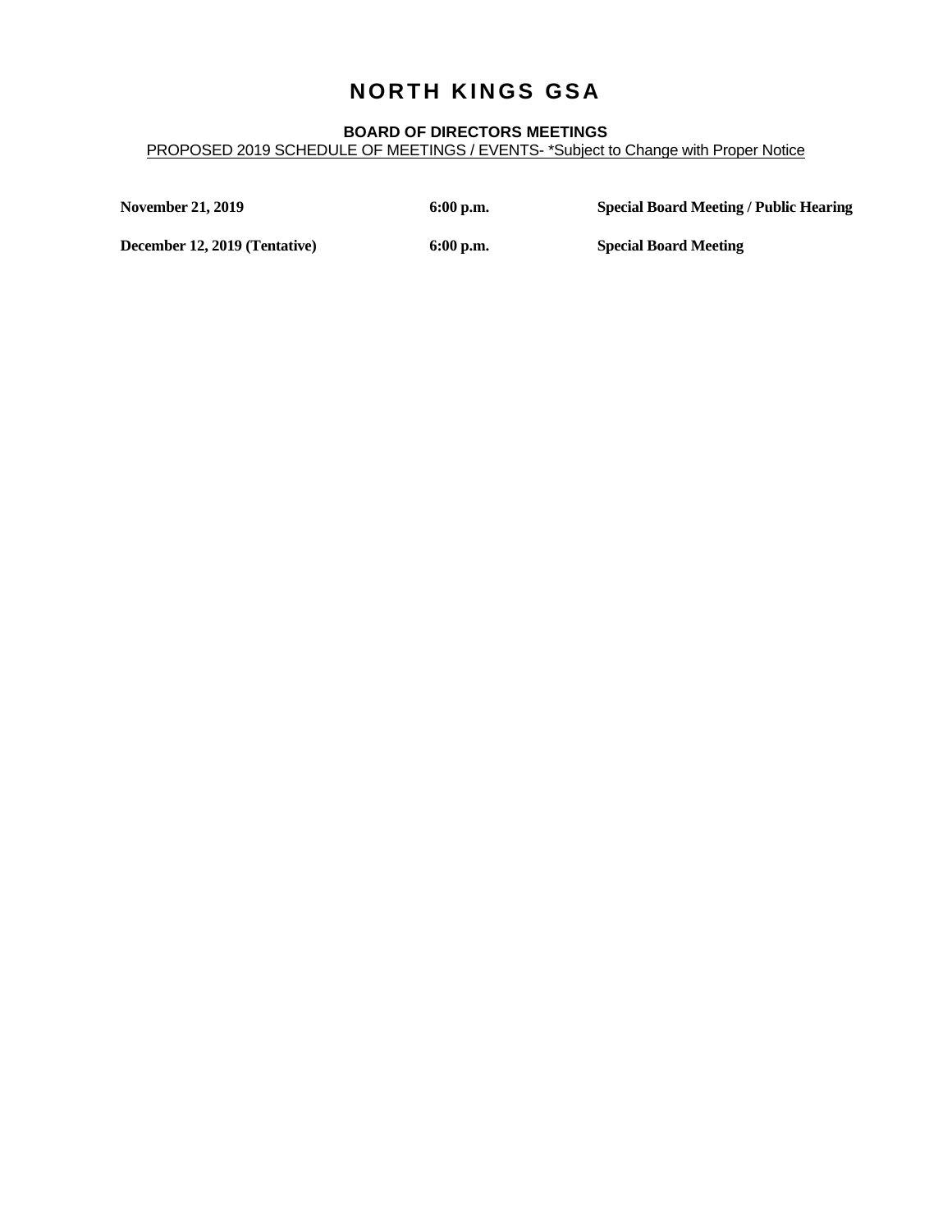# NORTH KINGS GSA

**BOARD OF DIRECTORS MEETINGS**

PROPOSED 2019 SCHEDULE OF MEETINGS / EVENTS- *Subject to Change with Proper Notice

| | | |
|---|---|---|
| **November 21, 2019** | **6:00 p.m.** | **Special Board Meeting / Public Hearing** |
| **December 12, 2019 (Tentative)** | **6:00 p.m.** | **Special Board Meeting** |